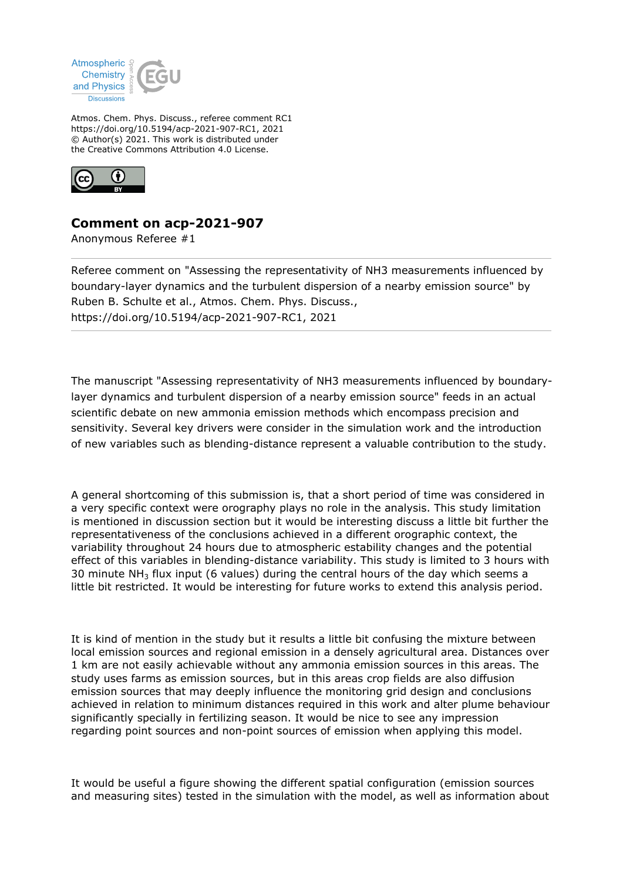Atmos. Chem. Phys. Discuss., referee comment RC1
https://doi.org/10.5194/acp-2021-907-RC1, 2021
© Author(s) 2021. This work is distributed under
the Creative Commons Attribution 4.0 License.

## Comment on acp-2021-907

Anonymous Referee #1

---

Referee comment on "Assessing the representativity of $NH_3$ measurements influenced by boundary-layer dynamics and the turbulent dispersion of a nearby emission source" by Ruben B. Schulte et al., Atmos. Chem. Phys. Discuss., https://doi.org/10.5194/acp-2021-907-RC1, 2021

---

The manuscript "Assessing representativity of NH3 measurements influenced by boundary-layer dynamics and turbulent dispersion of a nearby emission source" feeds in an actual scientific debate on new ammonia emission methods which encompass precision and sensitivity. Several key drivers were consider in the simulation work and the introduction of new variables such as blending-distance represent a valuable contribution to the study.

A general shortcoming of this submission is, that a short period of time was considered in a very specific context were orography plays no role in the analysis. This study limitation is mentioned in discussion section but it would be interesting discuss a little bit further the representativeness of the conclusions achieved in a different orographic context, the variability throughout 24 hours due to atmospheric estability changes and the potential effect of this variables in blending-distance variability. This study is limited to 3 hours with 30 minute $NH_3$ flux input (6 values) during the central hours of the day which seems a little bit restricted. It would be interesting for future works to extend this analysis period.

It is kind of mention in the study but it results a little bit confusing the mixture between local emission sources and regional emission in a densely agricultural area. Distances over 1 km are not easily achievable without any ammonia emission sources in this areas. The study uses farms as emission sources, but in this areas crop fields are also diffusion emission sources that may deeply influence the monitoring grid design and conclusions achieved in relation to minimum distances required in this work and alter plume behaviour significantly specially in fertilizing season. It would be nice to see any impression regarding point sources and non-point sources of emission when applying this model.

It would be useful a figure showing the different spatial configuration (emission sources and measuring sites) tested in the simulation with the model, as well as information about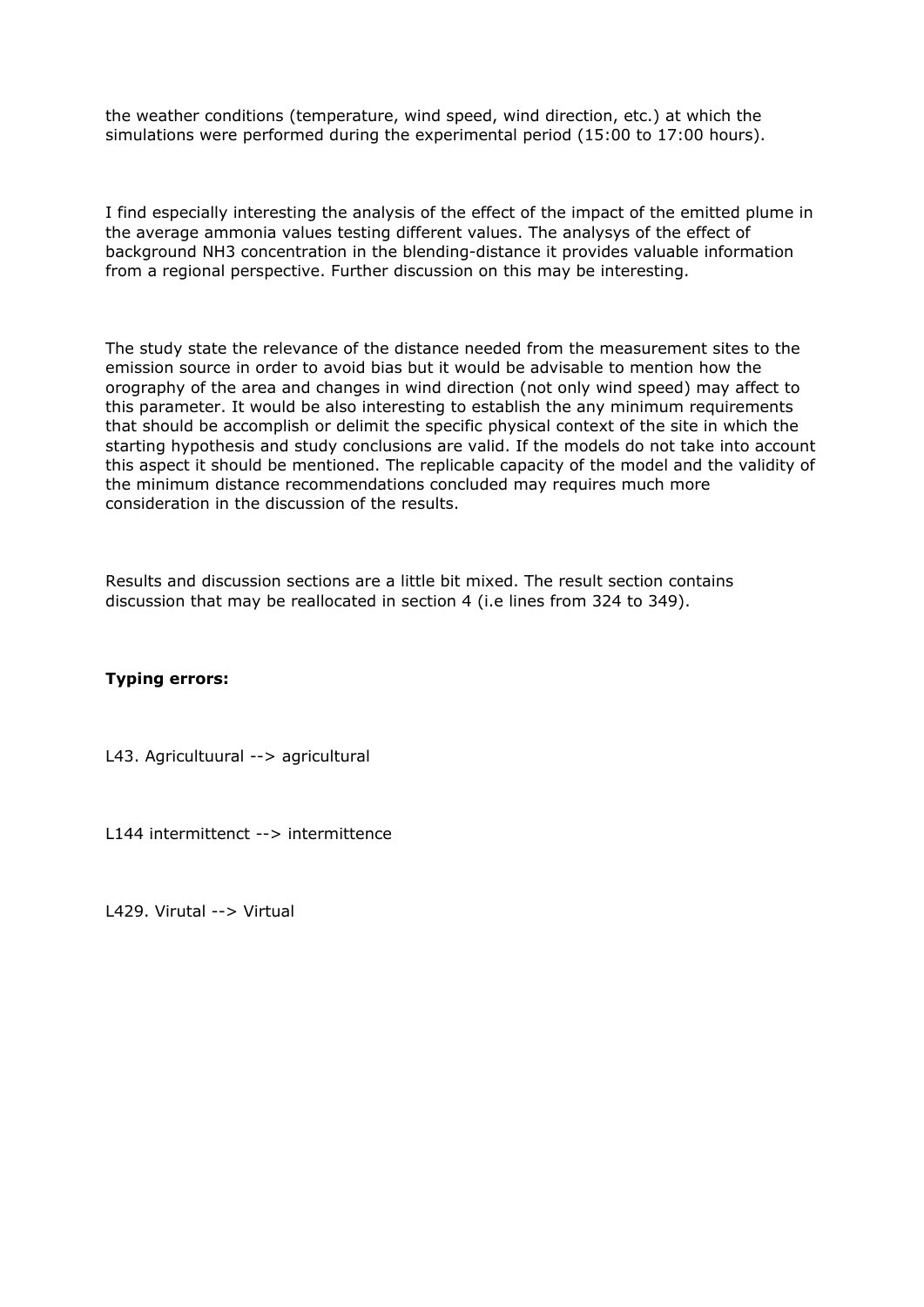the weather conditions (temperature, wind speed, wind direction, etc.) at which the simulations were performed during the experimental period (15:00 to 17:00 hours).

I find especially interesting the analysis of the effect of the impact of the emitted plume in the average ammonia values testing different values. The analysys of the effect of background NH3 concentration in the blending-distance it provides valuable information from a regional perspective. Further discussion on this may be interesting.

The study state the relevance of the distance needed from the measurement sites to the emission source in order to avoid bias but it would be advisable to mention how the orography of the area and changes in wind direction (not only wind speed) may affect to this parameter. It would be also interesting to establish the any minimum requirements that should be accomplish or delimit the specific physical context of the site in which the starting hypothesis and study conclusions are valid. If the models do not take into account this aspect it should be mentioned. The replicable capacity of the model and the validity of the minimum distance recommendations concluded may requires much more consideration in the discussion of the results.

Results and discussion sections are a little bit mixed. The result section contains discussion that may be reallocated in section 4 (i.e lines from 324 to 349).

**Typing errors:**

L43. Agricultuural --> agricultural

L144 intermittenct --> intermittence

L429. Virutal --> Virtual